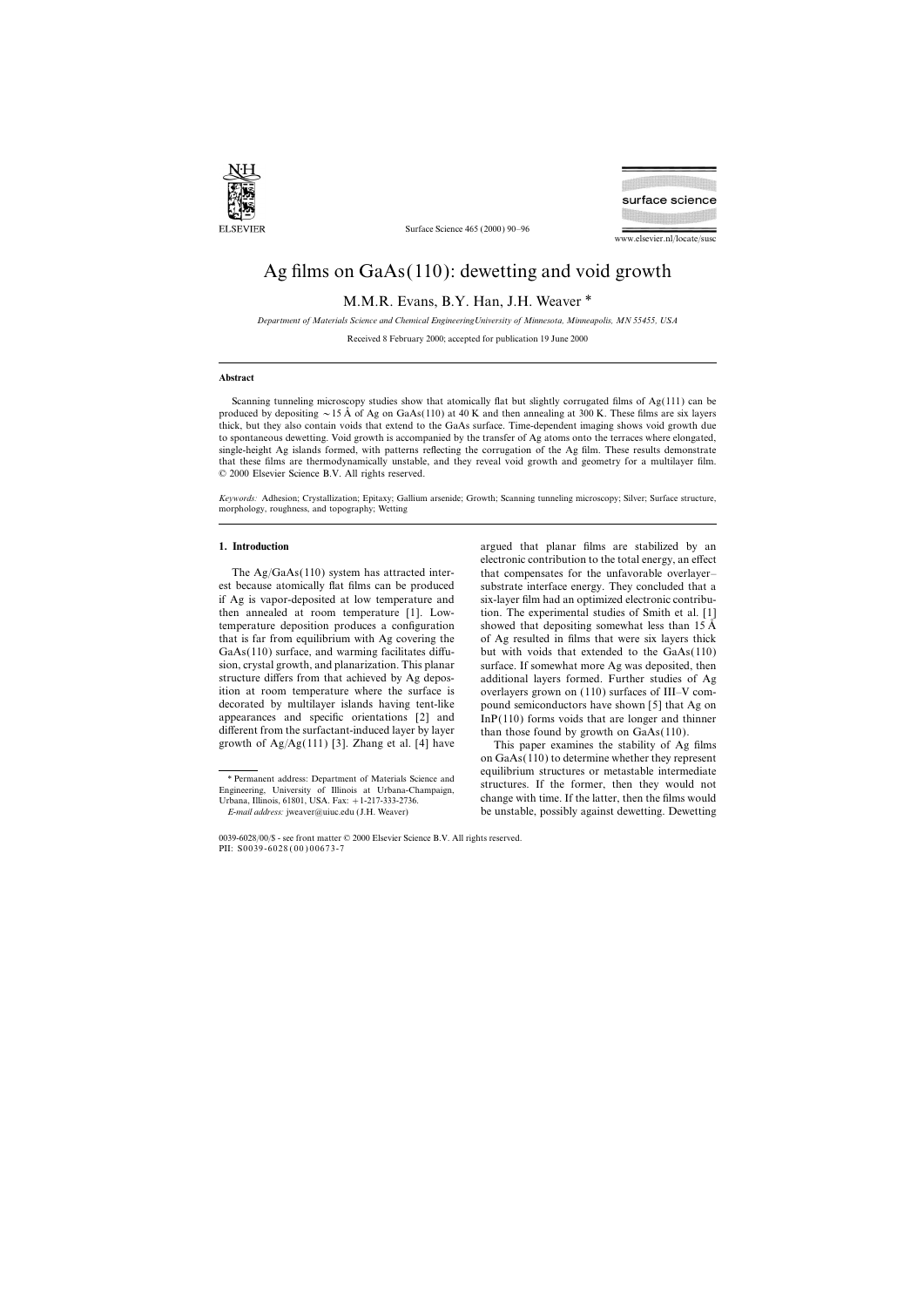# Ag films on GaAs(110): dewetting and void growth

M.M.R. Evans, B.Y. Han, J.H. Weaver *

*Department of Materials Science and Chemical EngineeringUniversity of Minnesota, Minneapolis, MN 55455, USA*

Received 8 February 2000; accepted for publication 19 June 2000

## Abstract

Scanning tunneling microscopy studies show that atomically flat but slightly corrugated films of Ag(111) can be produced by depositing ~15 Å of Ag on GaAs(110) at 40 K and then annealing at 300 K. These films are six layers thick, but they also contain voids that extend to the GaAs surface. Time-dependent imaging shows void growth due to spontaneous dewetting. Void growth is accompanied by the transfer of Ag atoms onto the terraces where elongated, single-height Ag islands formed, with patterns reflecting the corrugation of the Ag film. These results demonstrate that these films are thermodynamically unstable, and they reveal void growth and geometry for a multilayer film. © 2000 Elsevier Science B.V. All rights reserved.

*Keywords:* Adhesion; Crystallization; Epitaxy; Gallium arsenide; Growth; Scanning tunneling microscopy; Silver; Surface structure, morphology, roughness, and topography; Wetting

## 1. Introduction

The Ag/GaAs(110) system has attracted interest because atomically flat films can be produced if Ag is vapor-deposited at low temperature and then annealed at room temperature [1]. Low-temperature deposition produces a configuration that is far from equilibrium with Ag covering the GaAs(110) surface, and warming facilitates diffusion, crystal growth, and planarization. This planar structure differs from that achieved by Ag deposition at room temperature where the surface is decorated by multilayer islands having tent-like appearances and specific orientations [2] and different from the surfactant-induced layer by layer growth of Ag/Ag(111) [3]. Zhang et al. [4] have argued that planar films are stabilized by an electronic contribution to the total energy, an effect that compensates for the unfavorable overlayer–substrate interface energy. They concluded that a six-layer film had an optimized electronic contribution. The experimental studies of Smith et al. [1] showed that depositing somewhat less than 15 Å of Ag resulted in films that were six layers thick but with voids that extended to the GaAs(110) surface. If somewhat more Ag was deposited, then additional layers formed. Further studies of Ag overlayers grown on (110) surfaces of III–V compound semiconductors have shown [5] that Ag on InP(110) forms voids that are longer and thinner than those found by growth on GaAs(110).

This paper examines the stability of Ag films on GaAs(110) to determine whether they represent equilibrium structures or metastable intermediate structures. If the former, then they would not change with time. If the latter, then the films would be unstable, possibly against dewetting. Dewetting

* Permanent address: Department of Materials Science and Engineering, University of Illinois at Urbana-Champaign, Urbana, Illinois, 61801, USA. Fax: +1-217-333-2736.
*E-mail address:* jweaver@uiuc.edu (J.H. Weaver)

0039-6028/00/$ - see front matter © 2000 Elsevier Science B.V. All rights reserved.
PII: S0039-6028(00)00673-7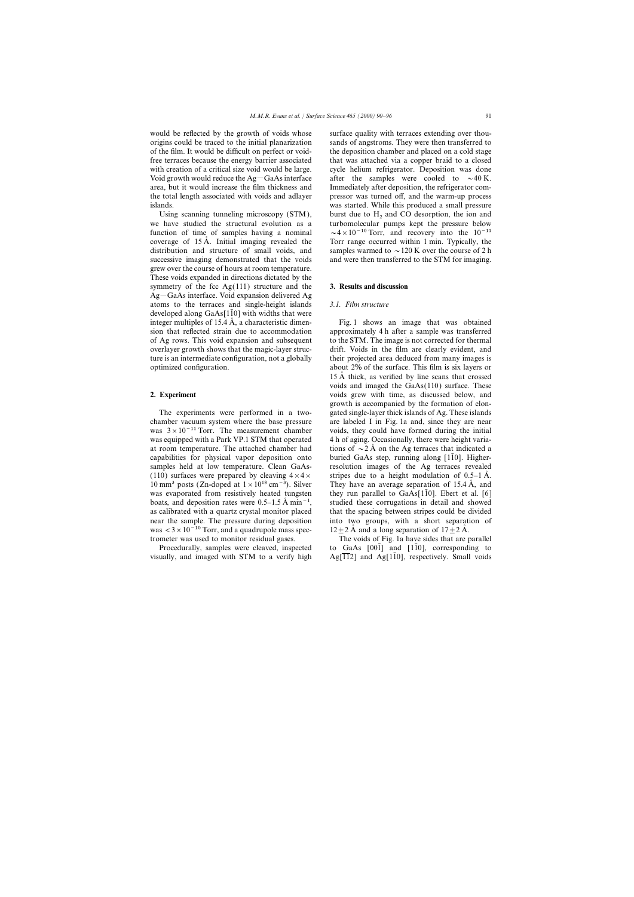would be reflected by the growth of voids whose origins could be traced to the initial planarization of the film. It would be difficult on perfect or void-free terraces because the energy barrier associated with creation of a critical size void would be large. Void growth would reduce the Ag—GaAs interface area, but it would increase the film thickness and the total length associated with voids and adlayer islands.

Using scanning tunneling microscopy (STM), we have studied the structural evolution as a function of time of samples having a nominal coverage of 15 Å. Initial imaging revealed the distribution and structure of small voids, and successive imaging demonstrated that the voids grew over the course of hours at room temperature. These voids expanded in directions dictated by the symmetry of the fcc Ag(111) structure and the Ag—GaAs interface. Void expansion delivered Ag atoms to the terraces and single-height islands developed along GaAs[$1\bar{1}0$] with widths that were integer multiples of 15.4 Å, a characteristic dimension that reflected strain due to accommodation of Ag rows. This void expansion and subsequent overlayer growth shows that the magic-layer structure is an intermediate configuration, not a globally optimized configuration.

## 2. Experiment

The experiments were performed in a two-chamber vacuum system where the base pressure was $3\times10^{-11}$ Torr. The measurement chamber was equipped with a Park VP.1 STM that operated at room temperature. The attached chamber had capabilities for physical vapor deposition onto samples held at low temperature. Clean GaAs-(110) surfaces were prepared by cleaving $4\times4\times10$ mm$^3$ posts (Zn-doped at $1\times10^{18}$ cm$^{-3}$). Silver was evaporated from resistively heated tungsten boats, and deposition rates were 0.5–1.5 Å min$^{-1}$, as calibrated with a quartz crystal monitor placed near the sample. The pressure during deposition was $<3\times10^{-10}$ Torr, and a quadrupole mass spectrometer was used to monitor residual gases.

Procedurally, samples were cleaved, inspected visually, and imaged with STM to a verify high surface quality with terraces extending over thousands of angstroms. They were then transferred to the deposition chamber and placed on a cold stage that was attached via a copper braid to a closed cycle helium refrigerator. Deposition was done after the samples were cooled to ~40 K. Immediately after deposition, the refrigerator compressor was turned off, and the warm-up process was started. While this produced a small pressure burst due to $H_2$ and CO desorption, the ion and turbomolecular pumps kept the pressure below $\sim4\times10^{-10}$ Torr, and recovery into the $10^{-11}$ Torr range occurred within 1 min. Typically, the samples warmed to ~120 K over the course of 2 h and were then transferred to the STM for imaging.

## 3. Results and discussion

### 3.1. Film structure

Fig. 1 shows an image that was obtained approximately 4 h after a sample was transferred to the STM. The image is not corrected for thermal drift. Voids in the film are clearly evident, and their projected area deduced from many images is about 2% of the surface. This film is six layers or 15 Å thick, as verified by line scans that crossed voids and imaged the GaAs(110) surface. These voids grew with time, as discussed below, and growth is accompanied by the formation of elongated single-layer thick islands of Ag. These islands are labeled I in Fig. 1a and, since they are near voids, they could have formed during the initial 4 h of aging. Occasionally, there were height variations of ~2 Å on the Ag terraces that indicated a buried GaAs step, running along [$1\bar{1}0$]. Higher-resolution images of the Ag terraces revealed stripes due to a height modulation of 0.5–1 Å. They have an average separation of 15.4 Å, and they run parallel to GaAs[$1\bar{1}0$]. Ebert et al. [6] studied these corrugations in detail and showed that the spacing between stripes could be divided into two groups, with a short separation of $12\pm2$ Å and a long separation of $17\pm2$ Å.

The voids of Fig. 1a have sides that are parallel to GaAs [$00\bar{1}$] and [$1\bar{1}0$], corresponding to Ag[$\bar{1}\bar{1}2$] and Ag[$1\bar{1}0$], respectively. Small voids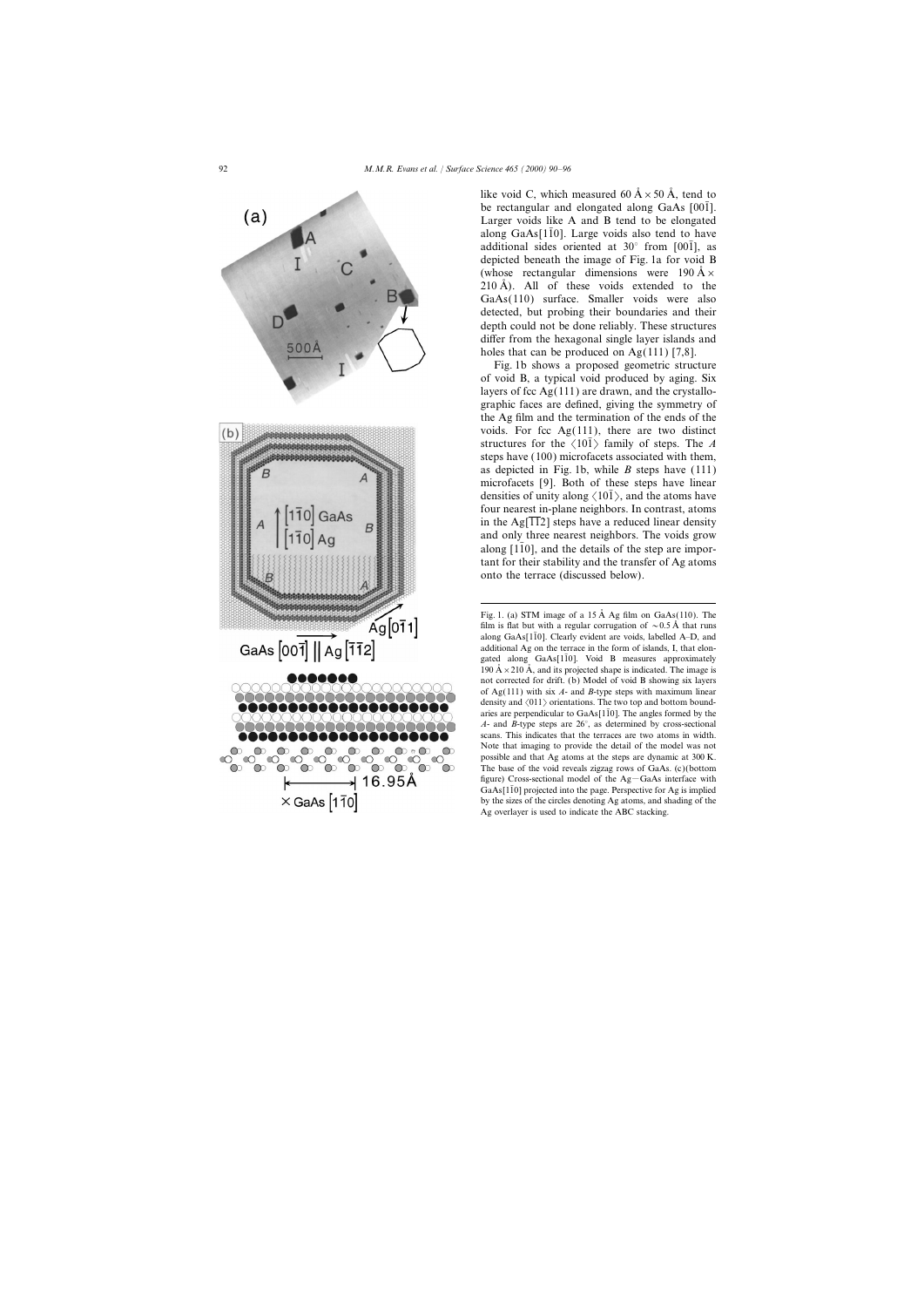like void C, which measured 60 Å × 50 Å, tend to be rectangular and elongated along GaAs [00$\bar{1}$]. Larger voids like A and B tend to be elongated along GaAs[1$\bar{1}$0]. Large voids also tend to have additional sides oriented at 30° from [00$\bar{1}$], as depicted beneath the image of Fig. 1a for void B (whose rectangular dimensions were 190 Å × 210 Å). All of these voids extended to the GaAs(110) surface. Smaller voids were also detected, but probing their boundaries and their depth could not be done reliably. These structures differ from the hexagonal single layer islands and holes that can be produced on Ag(111) [7,8].

Fig. 1b shows a proposed geometric structure of void B, a typical void produced by aging. Six layers of fcc Ag(111) are drawn, and the crystallographic faces are defined, giving the symmetry of the Ag film and the termination of the ends of the voids. For fcc Ag(111), there are two distinct structures for the ⟨10$\bar{1}$⟩ family of steps. The *A* steps have (100) microfacets associated with them, as depicted in Fig. 1b, while *B* steps have (111) microfacets [9]. Both of these steps have linear densities of unity along ⟨10$\bar{1}$⟩, and the atoms have four nearest in-plane neighbors. In contrast, atoms in the Ag[$\bar{1}\bar{1}$2] steps have a reduced linear density and only three nearest neighbors. The voids grow along [1$\bar{1}$0], and the details of the step are important for their stability and the transfer of Ag atoms onto the terrace (discussed below).

Fig. 1. (a) STM image of a 15 Å Ag film on GaAs(110). The film is flat but with a regular corrugation of ~0.5 Å that runs along GaAs[1$\bar{1}$0]. Clearly evident are voids, labelled A–D, and additional Ag on the terrace in the form of islands, I, that elongated along GaAs[1$\bar{1}$0]. Void B measures approximately 190 Å × 210 Å, and its projected shape is indicated. The image is not corrected for drift. (b) Model of void B showing six layers of Ag(111) with six *A*- and *B*-type steps with maximum linear density and ⟨011⟩ orientations. The two top and bottom boundaries are perpendicular to GaAs[1$\bar{1}$0]. The angles formed by the *A*- and *B*-type steps are 26°, as determined by cross-sectional scans. This indicates that the terraces are two atoms in width. Note that imaging to provide the detail of the model was not possible and that Ag atoms at the steps are dynamic at 300 K. The base of the void reveals zigzag rows of GaAs. (c)(bottom figure) Cross-sectional model of the Ag–GaAs interface with GaAs[1$\bar{1}$0] projected into the page. Perspective for Ag is implied by the sizes of the circles denoting Ag atoms, and shading of the Ag overlayer is used to indicate the ABC stacking.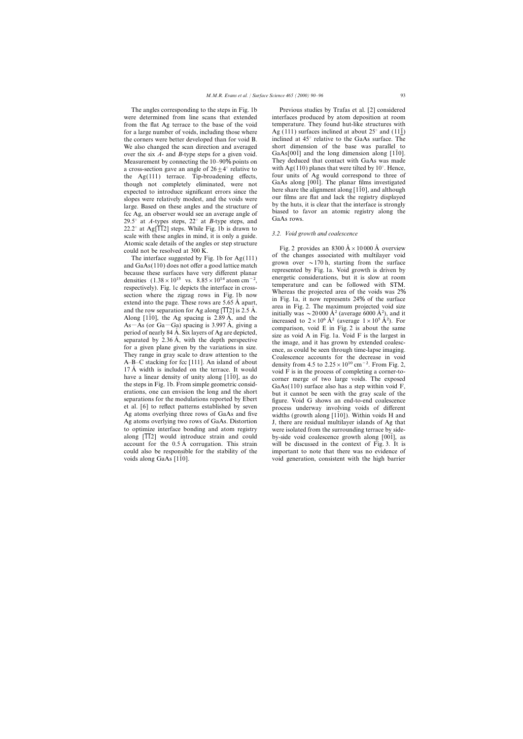The angles corresponding to the steps in Fig. 1b were determined from line scans that extended from the flat Ag terrace to the base of the void for a large number of voids, including those where the corners were better developed than for void B. We also changed the scan direction and averaged over the six *A*- and *B*-type steps for a given void. Measurement by connecting the 10–90% points on a cross-section gave an angle of $26 \pm 4°$ relative to the Ag(111) terrace. Tip-broadening effects, though not completely eliminated, were not expected to introduce significant errors since the slopes were relatively modest, and the voids were large. Based on these angles and the structure of fcc Ag, an observer would see an average angle of 29.5° at *A*-types steps, 22° at *B*-type steps, and 22.2° at Ag[$\bar{1}\bar{1}2$] steps. While Fig. 1b is drawn to scale with these angles in mind, it is only a guide. Atomic scale details of the angles or step structure could not be resolved at 300 K.

The interface suggested by Fig. 1b for Ag(111) and GaAs(110) does not offer a good lattice match because these surfaces have very different planar densities ($1.38 \times 10^{15}$ vs. $8.85 \times 10^{14}$ atom $cm^{-2}$, respectively). Fig. 1c depicts the interface in cross-section where the zigzag rows in Fig. 1b now extend into the page. These rows are 5.65 Å apart, and the row separation for Ag along [$\bar{1}\bar{1}2$] is 2.5 Å. Along [$1\bar{1}0$], the Ag spacing is 2.89 Å, and the As—As (or Ga—Ga) spacing is 3.997 Å, giving a period of nearly 84 Å. Six layers of Ag are depicted, separated by 2.36 Å, with the depth perspective for a given plane given by the variations in size. They range in gray scale to draw attention to the A–B–C stacking for fcc [111]. An island of about 17 Å width is included on the terrace. It would have a linear density of unity along [$1\bar{1}0$], as do the steps in Fig. 1b. From simple geometric considerations, one can envision the long and the short separations for the modulations reported by Ebert et al. [6] to reflect patterns established by seven Ag atoms overlying three rows of GaAs and five Ag atoms overlying two rows of GaAs. Distortion to optimize interface bonding and atom registry along [$\bar{1}\bar{1}2$] would introduce strain and could account for the 0.5 Å corrugation. This strain could also be responsible for the stability of the voids along GaAs [$1\bar{1}0$].

Previous studies by Trafas et al. [2] considered interfaces produced by atom deposition at room temperature. They found hut-like structures with Ag (111) surfaces inclined at about 25° and ($11\bar{1}$) inclined at 45° relative to the GaAs surface. The short dimension of the base was parallel to GaAs[$00\bar{1}$] and the long dimension along [$1\bar{1}0$]. They deduced that contact with GaAs was made with Ag(110) planes that were tilted by 10°. Hence, four units of Ag would correspond to three of GaAs along [$00\bar{1}$]. The planar films investigated here share the alignment along [$1\bar{1}0$], and although our films are flat and lack the registry displayed by the huts, it is clear that the interface is strongly biased to favor an atomic registry along the GaAs rows.

### 3.2. Void growth and coalescence

Fig. 2 provides an 8300 Å × 10 000 Å overview of the changes associated with multilayer void grown over ~170 h, starting from the surface represented by Fig. 1a. Void growth is driven by energetic considerations, but it is slow at room temperature and can be followed with STM. Whereas the projected area of the voids was 2% in Fig. 1a, it now represents 24% of the surface area in Fig. 2. The maximum projected void size initially was ~20 000 Å$^2$ (average 6000 Å$^2$), and it increased to $2 \times 10^6$ Å$^2$ (average $1 \times 10^5$ Å$^2$). For comparison, void E in Fig. 2 is about the same size as void A in Fig. 1a. Void F is the largest in the image, and it has grown by extended coalescence, as could be seen through time-lapse imaging. Coalescence accounts for the decrease in void density from 4.5 to $2.25 \times 10^{10}$ $cm^{-2}$. From Fig. 2, void F is in the process of completing a corner-to-corner merge of two large voids. The exposed GaAs(110) surface also has a step within void F, but it cannot be seen with the gray scale of the figure. Void G shows an end-to-end coalescence process underway involving voids of different widths (growth along [$1\bar{1}0$]). Within voids H and J, there are residual multilayer islands of Ag that were isolated from the surrounding terrace by side-by-side void coalescence growth along [$00\bar{1}$], as will be discussed in the context of Fig. 3. It is important to note that there was no evidence of void generation, consistent with the high barrier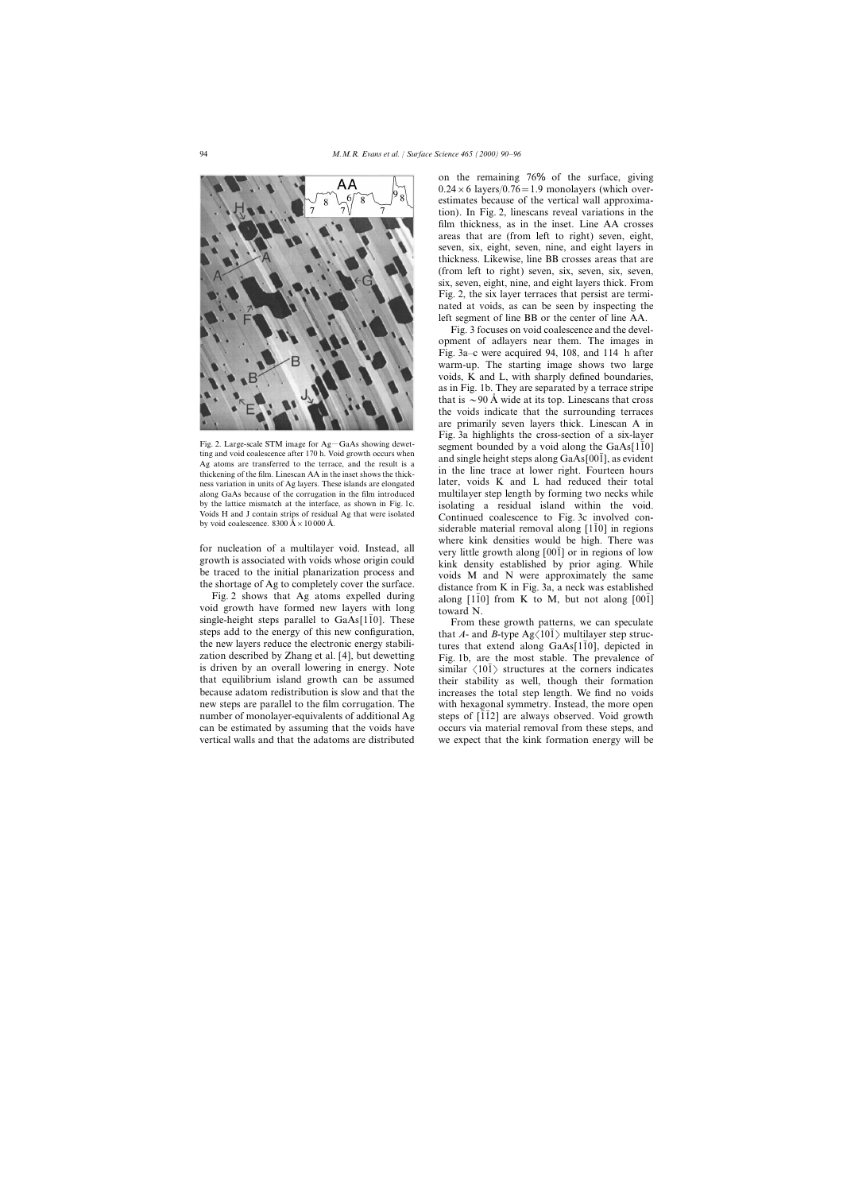Fig. 2. Large-scale STM image for Ag—GaAs showing dewetting and void coalescence after 170 h. Void growth occurs when Ag atoms are transferred to the terrace, and the result is a thickening of the film. Linescan AA in the inset shows the thickness variation in units of Ag layers. These islands are elongated along GaAs because of the corrugation in the film introduced by the lattice mismatch at the interface, as shown in Fig. 1c. Voids H and J contain strips of residual Ag that were isolated by void coalescence. 8300 Å × 10 000 Å.

for nucleation of a multilayer void. Instead, all growth is associated with voids whose origin could be traced to the initial planarization process and the shortage of Ag to completely cover the surface.

Fig. 2 shows that Ag atoms expelled during void growth have formed new layers with long single-height steps parallel to GaAs[1$\bar{1}$0]. These steps add to the energy of this new configuration, the new layers reduce the electronic energy stabilization described by Zhang et al. [4], but dewetting is driven by an overall lowering in energy. Note that equilibrium island growth can be assumed because adatom redistribution is slow and that the new steps are parallel to the film corrugation. The number of monolayer-equivalents of additional Ag can be estimated by assuming that the voids have vertical walls and that the adatoms are distributed on the remaining 76% of the surface, giving $0.24 \times 6$ layers/$0.76 = 1.9$ monolayers (which overestimates because of the vertical wall approximation). In Fig. 2, linescans reveal variations in the film thickness, as in the inset. Line AA crosses areas that are (from left to right) seven, eight, seven, six, eight, seven, nine, and eight layers in thickness. Likewise, line BB crosses areas that are (from left to right) seven, six, seven, six, seven, six, seven, eight, nine, and eight layers thick. From Fig. 2, the six layer terraces that persist are terminated at voids, as can be seen by inspecting the left segment of line BB or the center of line AA.

Fig. 3 focuses on void coalescence and the development of adlayers near them. The images in Fig. 3a–c were acquired 94, 108, and 114 h after warm-up. The starting image shows two large voids, K and L, with sharply defined boundaries, as in Fig. 1b. They are separated by a terrace stripe that is ~90 Å wide at its top. Linescans that cross the voids indicate that the surrounding terraces are primarily seven layers thick. Linescan A in Fig. 3a highlights the cross-section of a six-layer segment bounded by a void along the GaAs[1$\bar{1}$0] and single height steps along GaAs[00$\bar{1}$], as evident in the line trace at lower right. Fourteen hours later, voids K and L had reduced their total multilayer step length by forming two necks while isolating a residual island within the void. Continued coalescence to Fig. 3c involved considerable material removal along [1$\bar{1}$0] in regions where kink densities would be high. There was very little growth along [00$\bar{1}$] or in regions of low kink density established by prior aging. While voids M and N were approximately the same distance from K in Fig. 3a, a neck was established along [1$\bar{1}$0] from K to M, but not along [00$\bar{1}$] toward N.

From these growth patterns, we can speculate that *A*- and *B*-type Ag⟨10$\bar{1}$⟩ multilayer step structures that extend along GaAs[1$\bar{1}$0], depicted in Fig. 1b, are the most stable. The prevalence of similar ⟨10$\bar{1}$⟩ structures at the corners indicates their stability as well, though their formation increases the total step length. We find no voids with hexagonal symmetry. Instead, the more open steps of [$\bar{1}\bar{1}$2] are always observed. Void growth occurs via material removal from these steps, and we expect that the kink formation energy will be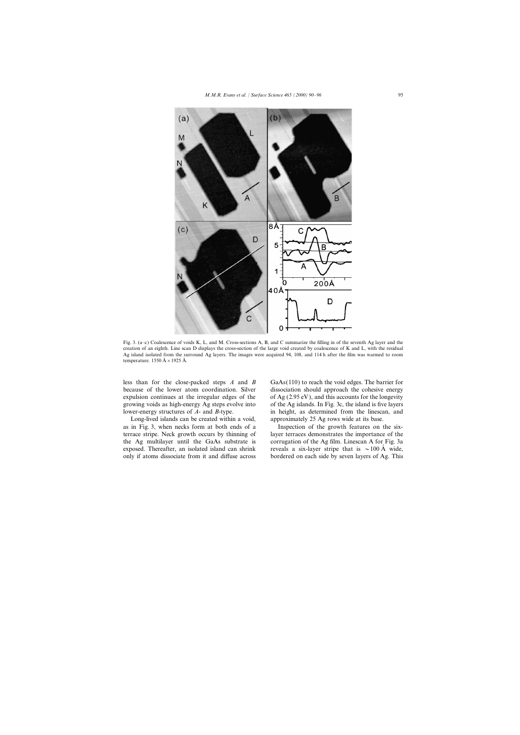Fig. 3. (a–c) Coalescence of voids K, L, and M. Cross-sections A, B, and C summarize the filling in of the seventh Ag layer and the creation of an eighth. Line scan D displays the cross-section of the large void created by coalescence of K and L, with the residual Ag island isolated from the surround Ag layers. The images were acquired 94, 108, and 114 h after the film was warmed to room temperature. 1550 Å × 1925 Å.

less than for the close-packed steps *A* and *B* because of the lower atom coordination. Silver expulsion continues at the irregular edges of the growing voids as high-energy Ag steps evolve into lower-energy structures of *A*- and *B*-type.

Long-lived islands can be created within a void, as in Fig. 3, when necks form at both ends of a terrace stripe. Neck growth occurs by thinning of the Ag multilayer until the GaAs substrate is exposed. Thereafter, an isolated island can shrink only if atoms dissociate from it and diffuse across GaAs(110) to reach the void edges. The barrier for dissociation should approach the cohesive energy of Ag (2.95 eV), and this accounts for the longevity of the Ag islands. In Fig. 3c, the island is five layers in height, as determined from the linescan, and approximately 25 Ag rows wide at its base.

Inspection of the growth features on the six-layer terraces demonstrates the importance of the corrugation of the Ag film. Linescan A for Fig. 3a reveals a six-layer stripe that is $\sim$100 Å wide, bordered on each side by seven layers of Ag. This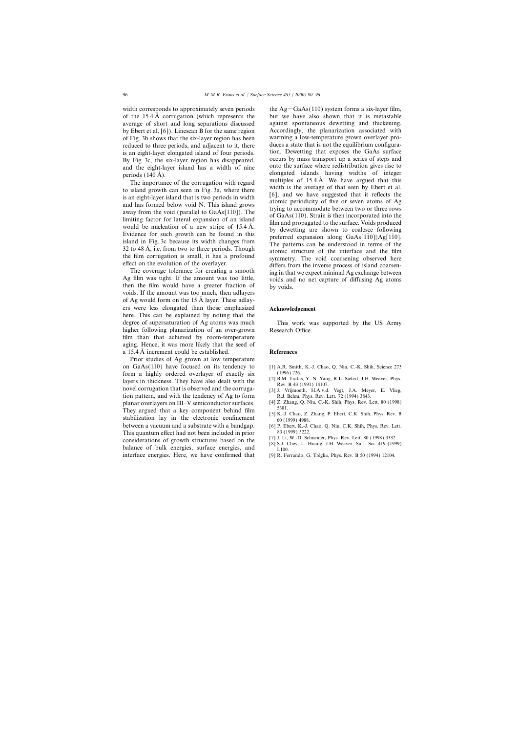width corresponds to approximately seven periods of the 15.4 Å corrugation (which represents the average of short and long separations discussed by Ebert et al. [6]). Linescan B for the same region of Fig. 3b shows that the six-layer region has been reduced to three periods, and adjacent to it, there is an eight-layer elongated island of four periods. By Fig. 3c, the six-layer region has disappeared, and the eight-layer island has a width of nine periods (140 Å).

The importance of the corrugation with regard to island growth can seen in Fig. 3a, where there is an eight-layer island that is two periods in width and has formed below void N. This island grows away from the void (parallel to GaAs[$1\bar{1}0$]). The limiting factor for lateral expansion of an island would be nucleation of a new stripe of 15.4 Å. Evidence for such growth can be found in this island in Fig. 3c because its width changes from 32 to 48 Å, i.e. from two to three periods. Though the film corrugation is small, it has a profound effect on the evolution of the overlayer.

The coverage tolerance for creating a smooth Ag film was tight. If the amount was too little, then the film would have a greater fraction of voids. If the amount was too much, then adlayers of Ag would form on the 15 Å layer. These adlayers were less elongated than those emphasized here. This can be explained by noting that the degree of supersaturation of Ag atoms was much higher following planarization of an over-grown film than that achieved by room-temperature aging. Hence, it was more likely that the seed of a 15.4 Å increment could be established.

Prior studies of Ag grown at low temperature on GaAs(110) have focused on its tendency to form a highly ordered overlayer of exactly six layers in thickness. They have also dealt with the novel corrugation that is observed and the corrugation pattern, and with the tendency of Ag to form planar overlayers on III–V semiconductor surfaces. They argued that a key component behind film stabilization lay in the electronic confinement between a vacuum and a substrate with a bandgap. This quantum effect had not been included in prior considerations of growth structures based on the balance of bulk energies, surface energies, and interface energies. Here, we have confirmed that the Ag−GaAs(110) system forms a six-layer film, but we have also shown that it is metastable against spontaneous dewetting and thickening. Accordingly, the planarization associated with warming a low-temperature grown overlayer produces a state that is not the equilibrium configuration. Dewetting that exposes the GaAs surface occurs by mass transport up a series of steps and onto the surface where redistribution gives rise to elongated islands having widths of integer multiples of 15.4 Å. We have argued that this width is the average of that seen by Ebert et al. [6], and we have suggested that it reflects the atomic periodicity of five or seven atoms of Ag trying to accommodate between two or three rows of GaAs(110). Strain is then incorporated into the film and propagated to the surface. Voids produced by dewetting are shown to coalesce following preferred expansion along GaAs[$1\bar{1}0$]‖Ag[$1\bar{1}0$]. The patterns can be understood in terms of the atomic structure of the interface and the film symmetry. The void coarsening observed here differs from the inverse process of island coarsening in that we expect minimal Ag exchange between voids and no net capture of diffusing Ag atoms by voids.

## Acknowledgement

This work was supported by the US Army Research Office.

## References

[1] A.R. Smith, K.-J. Chao, Q. Niu, C.-K. Shih, Science 273 (1996) 226.

[2] B.M. Trafas, Y.-N. Yang, R.L. Siefert, J.H. Weaver, Phys. Rev. B 43 (1991) 14107.

[3] J. Vrijmoeth, H.A.v.d. Vegt, J.A. Meyer, E. Vlieg, R.J. Behm, Phys. Rev. Lett. 72 (1994) 3843.

[4] Z. Zhang, Q. Niu, C.-K. Shih, Phys. Rev. Lett. 80 (1998) 5381.

[5] K.-J. Chao, Z. Zhang, P. Ebert, C.K. Shih, Phys. Rev. B 60 (1999) 4988.

[6] P. Ebert, K.-J. Chao, Q. Niu, C.K. Shih, Phys. Rev. Lett. 83 (1999) 3222.

[7] J. Li, W.-D. Schneider, Phys. Rev. Lett. 80 (1998) 3332.

[8] S.J. Chey, L. Huang, J.H. Weaver, Surf. Sci. 419 (1999) L100.

[9] R. Ferrando, G. Tréglia, Phys. Rev. B 50 (1994) 12104.